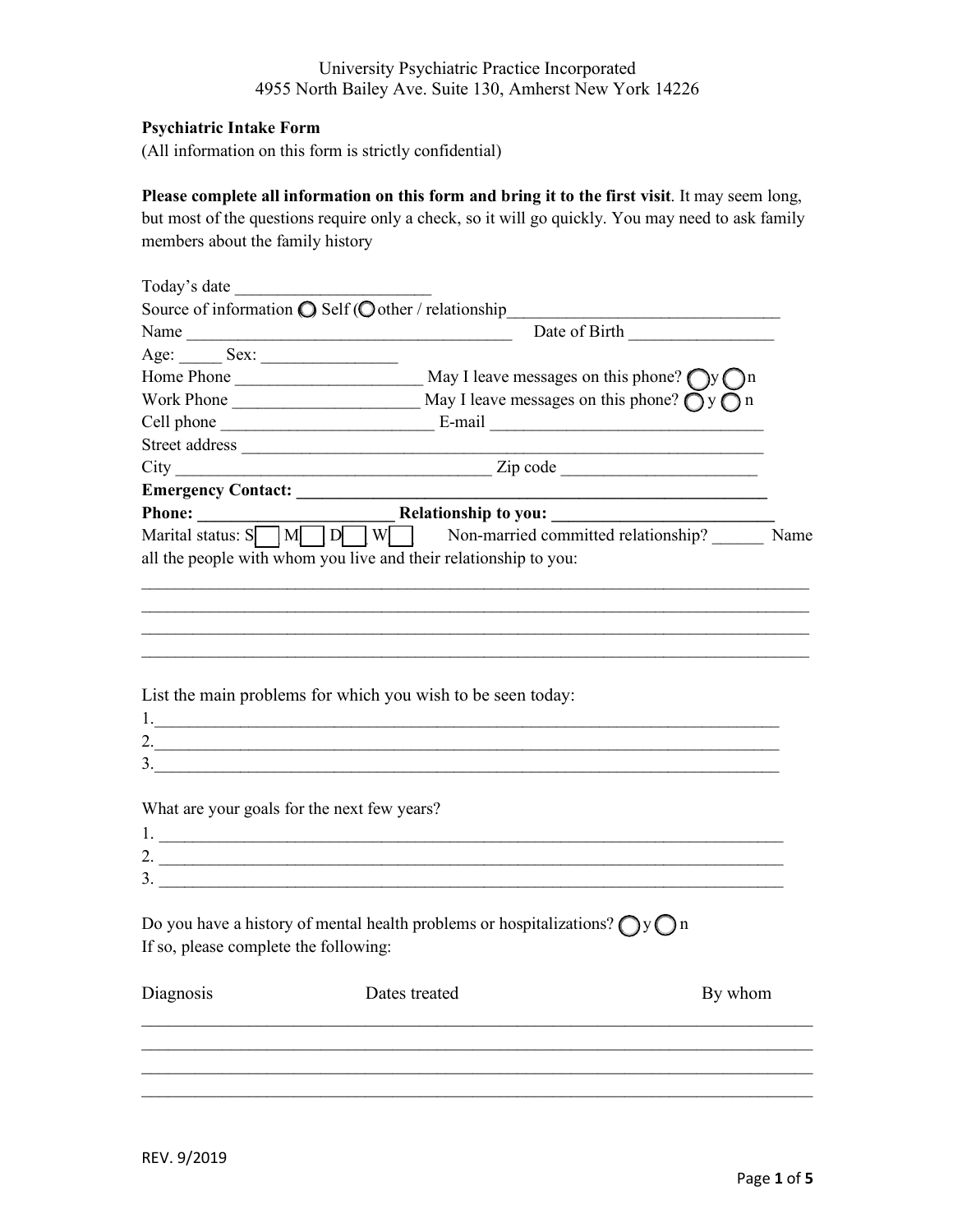University Psychiatric Practice Incorporated
4955 North Bailey Ave. Suite 130, Amherst New York 14226

**Psychiatric Intake Form**
(All information on this form is strictly confidential)

**Please complete all information on this form and bring it to the first visit**. It may seem long, but most of the questions require only a check, so it will go quickly. You may need to ask family members about the family history

Today's date ______________________

Source of information ◯ Self (◯ other / relationship________________________________

Name ________________________________________ Date of Birth _________________

Age: _____ Sex: ________________

Home Phone ______________________ May I leave messages on this phone? ◯ y ◯ n

Work Phone ______________________ May I leave messages on this phone? ◯ y ◯ n

Cell phone _________________________ E-mail ________________________________

Street address ________________________________________________________________

City ______________________________________ Zip code _______________________

**Emergency Contact: ________________________________________________________**

**Phone: ______________________ Relationship to you: _________________________**

Marital status: S☐ M☐ D☐ W☐ Non-married committed relationship? ______ Name all the people with whom you live and their relationship to you:

______________________________________________________________________________
______________________________________________________________________________
______________________________________________________________________________
______________________________________________________________________________

List the main problems for which you wish to be seen today:

1.___________________________________________________________________________
2.___________________________________________________________________________
3.___________________________________________________________________________

What are your goals for the next few years?

1. ___________________________________________________________________________
2. ___________________________________________________________________________
3. ___________________________________________________________________________

Do you have a history of mental health problems or hospitalizations? ◯ y ◯ n
If so, please complete the following:

| Diagnosis | Dates treated | By whom |
|---|---|---|
| | | |
| | | |
| | | |
| | | |

REV. 9/2019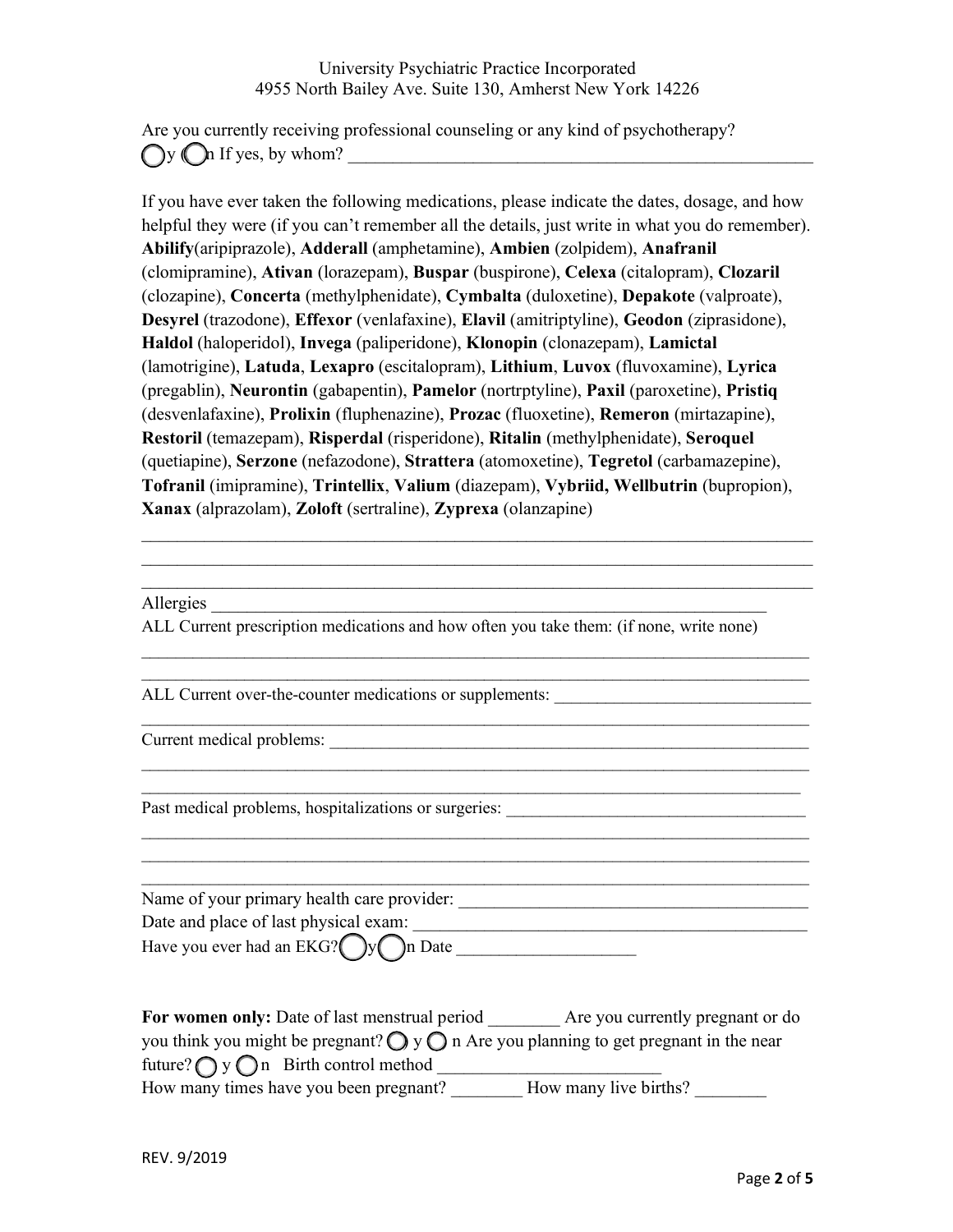Are you currently receiving professional counseling or any kind of psychotherapy?
◯ y ◯ n If yes, by whom? ______________________________________________________

If you have ever taken the following medications, please indicate the dates, dosage, and how helpful they were (if you can't remember all the details, just write in what you do remember). **Abilify**(aripiprazole), **Adderall** (amphetamine), **Ambien** (zolpidem), **Anafranil** (clomipramine), **Ativan** (lorazepam), **Buspar** (buspirone), **Celexa** (citalopram), **Clozaril** (clozapine), **Concerta** (methylphenidate), **Cymbalta** (duloxetine), **Depakote** (valproate), **Desyrel** (trazodone), **Effexor** (venlafaxine), **Elavil** (amitriptyline), **Geodon** (ziprasidone), **Haldol** (haloperidol), **Invega** (paliperidone), **Klonopin** (clonazepam), **Lamictal** (lamotrigine), **Latuda**, **Lexapro** (escitalopram), **Lithium**, **Luvox** (fluvoxamine), **Lyrica** (pregablin), **Neurontin** (gabapentin), **Pamelor** (nortrptyline), **Paxil** (paroxetine), **Pristiq** (desvenlafaxine), **Prolixin** (fluphenazine), **Prozac** (fluoxetine), **Remeron** (mirtazapine), **Restoril** (temazepam), **Risperdal** (risperidone), **Ritalin** (methylphenidate), **Seroquel** (quetiapine), **Serzone** (nefazodone), **Strattera** (atomoxetine), **Tegretol** (carbamazepine), **Tofranil** (imipramine), **Trintellix**, **Valium** (diazepam), **Vybriid, Wellbutrin** (bupropion), **Xanax** (alprazolam), **Zoloft** (sertraline), **Zyprexa** (olanzapine)

_______________________________________________________________________________
_______________________________________________________________________________
_______________________________________________________________________________

Allergies ______________________________________________________________

ALL Current prescription medications and how often you take them: (if none, write none)

_______________________________________________________________________________
_______________________________________________________________________________

ALL Current over-the-counter medications or supplements: _____________________________

_______________________________________________________________________________

Current medical problems: ____________________________________________________

_______________________________________________________________________________
_______________________________________________________________________________

Past medical problems, hospitalizations or surgeries: ___________________________________

_______________________________________________________________________________
_______________________________________________________________________________
_______________________________________________________________________________

Name of your primary health care provider: _______________________________________

Date and place of last physical exam: ___________________________________________

Have you ever had an EKG? ◯ y ◯ n Date ____________________

**For women only:** Date of last menstrual period ________ Are you currently pregnant or do you think you might be pregnant? ◯ y ◯ n Are you planning to get pregnant in the near future? ◯ y ◯ n Birth control method _________________________

How many times have you been pregnant? ________ How many live births? ________

REV. 9/2019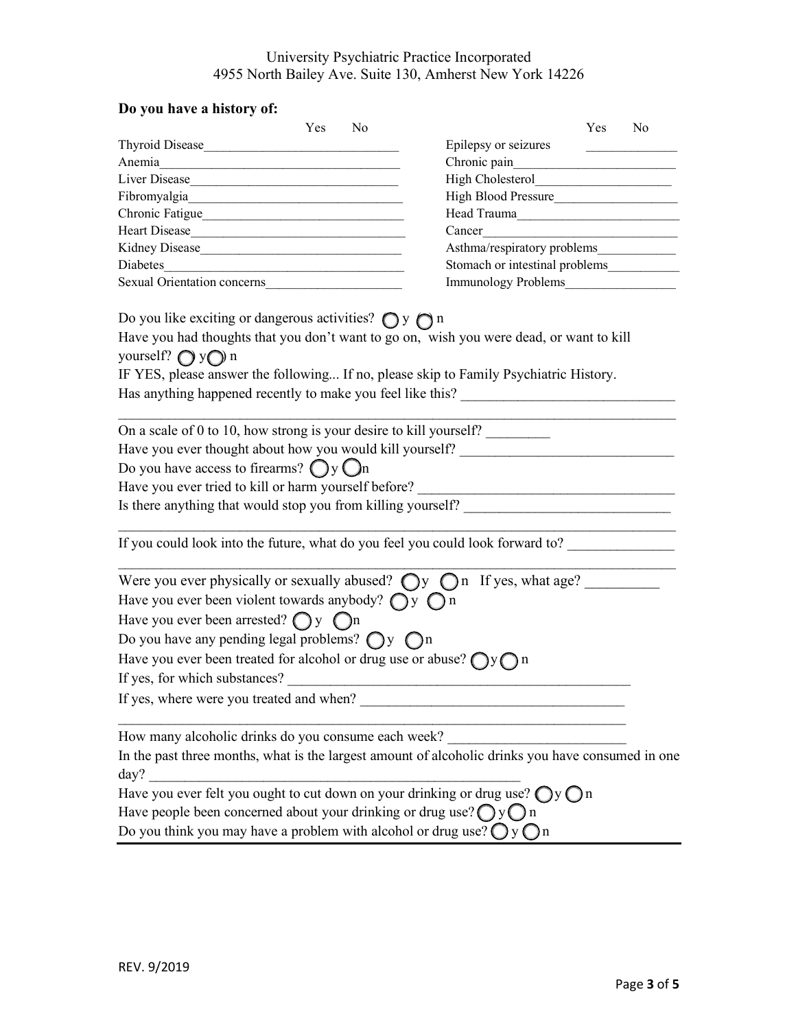University Psychiatric Practice Incorporated
4955 North Bailey Ave. Suite 130, Amherst New York 14226

**Do you have a history of:**

| | Yes | No | | Yes | No |
|---|---|---|---|---|---|
| Thyroid Disease | | | Epilepsy or seizures | | |
| Anemia | | | Chronic pain | | |
| Liver Disease | | | High Cholesterol | | |
| Fibromyalgia | | | High Blood Pressure | | |
| Chronic Fatigue | | | Head Trauma | | |
| Heart Disease | | | Cancer | | |
| Kidney Disease | | | Asthma/respiratory problems | | |
| Diabetes | | | Stomach or intestinal problems | | |
| Sexual Orientation concerns | | | Immunology Problems | | |

Do you like exciting or dangerous activities? ◯ y ◯ n

Have you had thoughts that you don't want to go on, wish you were dead, or want to kill yourself? ◯ y ◯ n

IF YES, please answer the following... If no, please skip to Family Psychiatric History.

Has anything happened recently to make you feel like this? ______________________________

______________________________________________________________________________

On a scale of 0 to 10, how strong is your desire to kill yourself? _________

Have you ever thought about how you would kill yourself? ______________________________

Do you have access to firearms? ◯ y ◯ n

Have you ever tried to kill or harm yourself before? ____________________________________

Is there anything that would stop you from killing yourself? _____________________________

______________________________________________________________________________

If you could look into the future, what do you feel you could look forward to? ______________

______________________________________________________________________________

Were you ever physically or sexually abused? ◯ y ◯ n If yes, what age? __________

Have you ever been violent towards anybody? ◯ y ◯ n

Have you ever been arrested? ◯ y ◯ n

Do you have any pending legal problems? ◯ y ◯ n

Have you ever been treated for alcohol or drug use or abuse? ◯ y ◯ n

If yes, for which substances? __________________________________________________

If yes, where were you treated and when? _____________________________________

______________________________________________________________________________

How many alcoholic drinks do you consume each week? ________________________

In the past three months, what is the largest amount of alcoholic drinks you have consumed in one day? _____________________________________________________

Have you ever felt you ought to cut down on your drinking or drug use? ◯ y ◯ n

Have people been concerned about your drinking or drug use? ◯ y ◯ n

Do you think you may have a problem with alcohol or drug use? ◯ y ◯ n

REV. 9/2019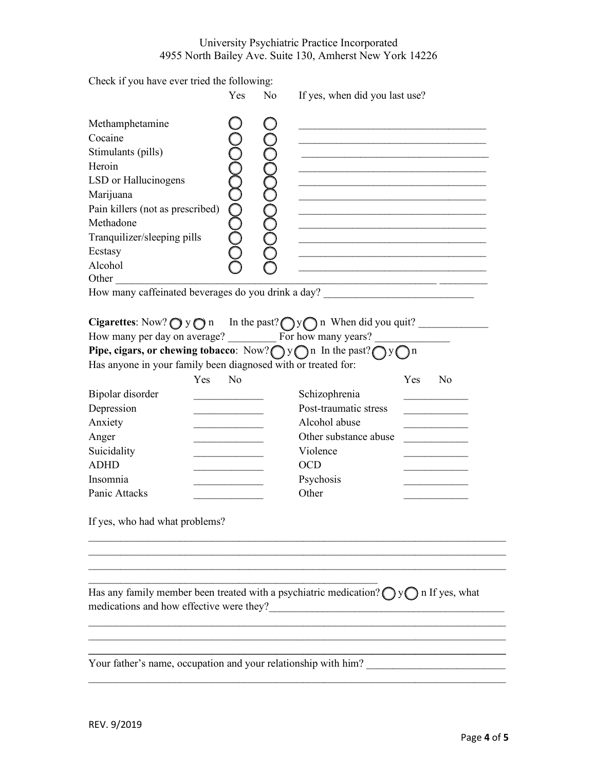University Psychiatric Practice Incorporated
4955 North Bailey Ave. Suite 130, Amherst New York 14226

Check if you have ever tried the following:

| | Yes | No | If yes, when did you last use? |
|---|---|---|---|
| Methamphetamine | ◯ | ◯ | ___________________ |
| Cocaine | ◯ | ◯ | ___________________ |
| Stimulants (pills) | ◯ | ◯ | ___________________ |
| Heroin | ◯ | ◯ | ___________________ |
| LSD or Hallucinogens | ◯ | ◯ | ___________________ |
| Marijuana | ◯ | ◯ | ___________________ |
| Pain killers (not as prescribed) | ◯ | ◯ | ___________________ |
| Methadone | ◯ | ◯ | ___________________ |
| Tranquilizer/sleeping pills | ◯ | ◯ | ___________________ |
| Ecstasy | ◯ | ◯ | ___________________ |
| Alcohol | ◯ | ◯ | ___________________ |

Other ___________________________________________________________ _________

How many caffeinated beverages do you drink a day? ___________________________

**Cigarettes**: Now? ◯ y ◯ n In the past? ◯ y ◯ n When did you quit? ____________

How many per day on average? _________ For how many years? _____________

**Pipe, cigars, or chewing tobacco**: Now? ◯ y ◯ n In the past? ◯ y ◯ n

Has anyone in your family been diagnosed with or treated for:

| | Yes No | | Yes No |
|---|---|---|---|
| Bipolar disorder | ____________ | Schizophrenia | ___________ |
| Depression | ____________ | Post-traumatic stress | ___________ |
| Anxiety | ____________ | Alcohol abuse | ___________ |
| Anger | ____________ | Other substance abuse | ___________ |
| Suicidality | ____________ | Violence | ___________ |
| ADHD | ____________ | OCD | ___________ |
| Insomnia | ____________ | Psychosis | ___________ |
| Panic Attacks | ____________ | Other | ___________ |

If yes, who had what problems?

_____________________________________________________________________________
_____________________________________________________________________________
_____________________________________________________________________________
_____________________________________________________

Has any family member been treated with a psychiatric medication? ◯ y ◯ n If yes, what medications and how effective were they?_________________________________________

_____________________________________________________________________________
_____________________________________________________________________________
_____________________________________________________________________________

Your father's name, occupation and your relationship with him? ________________________

_____________________________________________________________________________

REV. 9/2019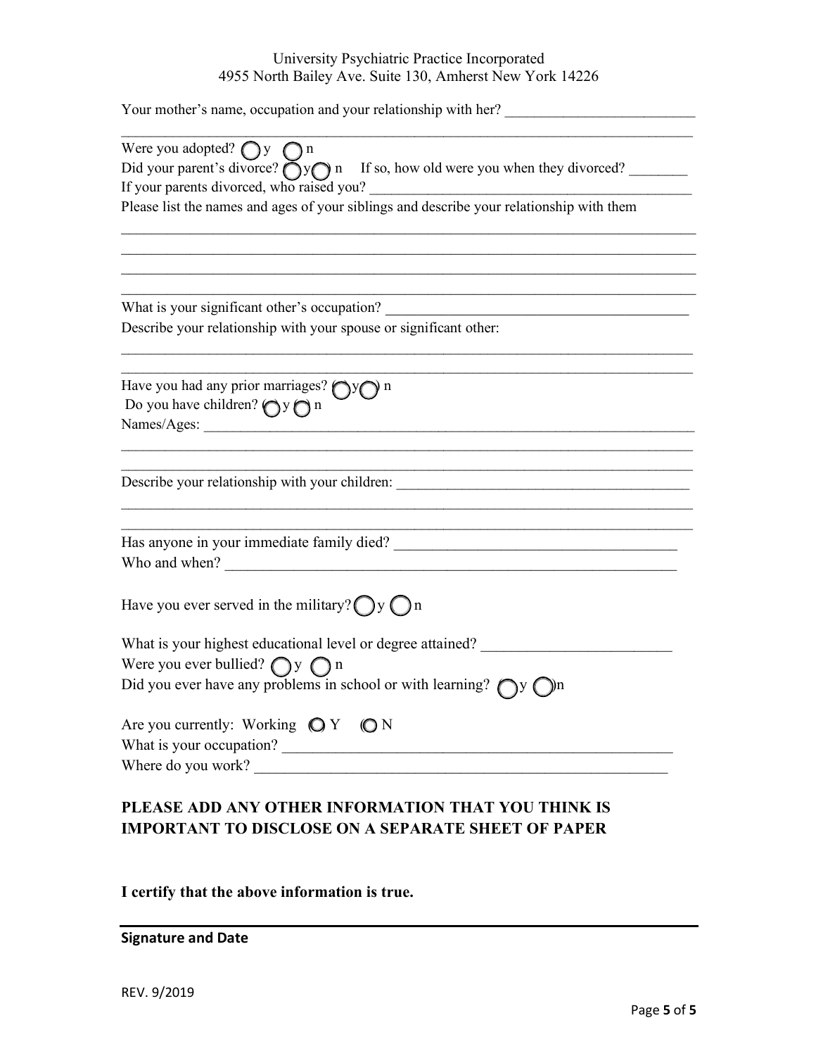University Psychiatric Practice Incorporated
4955 North Bailey Ave. Suite 130, Amherst New York 14226

Your mother's name, occupation and your relationship with her? _________________________

______________________________________________________________________________

Were you adopted? ◯ y ◯ n

Did your parent's divorce? ◯ y ◯ n  If so, how old were you when they divorced? ________

If your parents divorced, who raised you? ____________________________________________

Please list the names and ages of your siblings and describe your relationship with them

______________________________________________________________________________

______________________________________________________________________________

______________________________________________________________________________

______________________________________________________________________________

What is your significant other's occupation? __________________________________________

Describe your relationship with your spouse or significant other:

______________________________________________________________________________

______________________________________________________________________________

Have you had any prior marriages? ◯ y ◯ n

Do you have children? ◯ y ◯ n

Names/Ages: __________________________________________________________________

______________________________________________________________________________

______________________________________________________________________________

Describe your relationship with your children: _______________________________________

______________________________________________________________________________

______________________________________________________________________________

Has anyone in your immediate family died? _____________________________________

Who and when? ______________________________________________________________

Have you ever served in the military? ◯ y ◯ n

What is your highest educational level or degree attained? _________________________

Were you ever bullied? ◯ y ◯ n

Did you ever have any problems in school or with learning? ◯ y ◯ n

Are you currently: Working ◯ Y ◯ N

What is your occupation? _____________________________________________________

Where do you work? _________________________________________________________

**PLEASE ADD ANY OTHER INFORMATION THAT YOU THINK IS IMPORTANT TO DISCLOSE ON A SEPARATE SHEET OF PAPER**

**I certify that the above information is true.**

______________________________________________________________________________

**Signature and Date**

REV. 9/2019